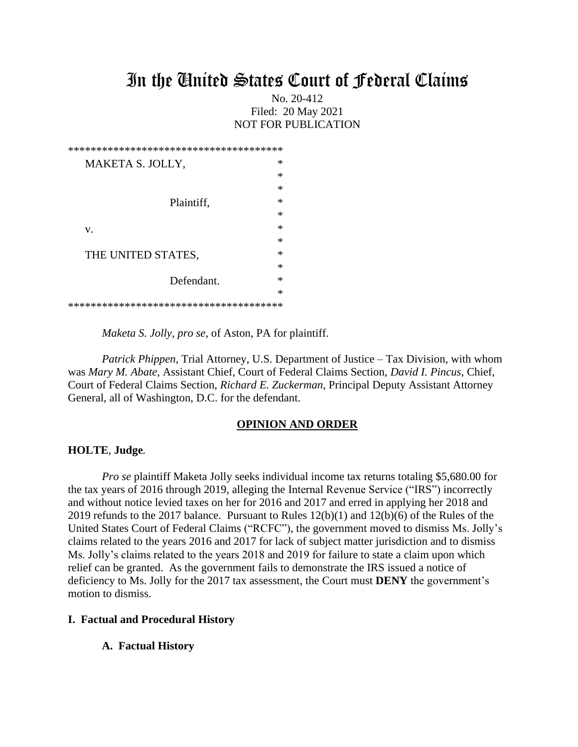# In the United States Court of Federal Claims

No. 20-412
Filed: 20 May 2021
NOT FOR PUBLICATION

```
**************************************
MAKETA S. JOLLY,                      *
                                      *
                                      *
              Plaintiff,              *
                                      *
v.                                    *
                                      *
THE UNITED STATES,                    *
                                      *
              Defendant.              *
                                      *
**************************************
```

*Maketa S. Jolly*, *pro se*, of Aston, PA for plaintiff.

*Patrick Phippen*, Trial Attorney, U.S. Department of Justice – Tax Division, with whom was *Mary M. Abate*, Assistant Chief, Court of Federal Claims Section, *David I. Pincus*, Chief, Court of Federal Claims Section, *Richard E. Zuckerman*, Principal Deputy Assistant Attorney General, all of Washington, D.C. for the defendant.

## OPINION AND ORDER

**HOLTE**, **Judge**.

*Pro se* plaintiff Maketa Jolly seeks individual income tax returns totaling $5,680.00 for the tax years of 2016 through 2019, alleging the Internal Revenue Service ("IRS") incorrectly and without notice levied taxes on her for 2016 and 2017 and erred in applying her 2018 and 2019 refunds to the 2017 balance. Pursuant to Rules 12(b)(1) and 12(b)(6) of the Rules of the United States Court of Federal Claims ("RCFC"), the government moved to dismiss Ms. Jolly's claims related to the years 2016 and 2017 for lack of subject matter jurisdiction and to dismiss Ms. Jolly's claims related to the years 2018 and 2019 for failure to state a claim upon which relief can be granted. As the government fails to demonstrate the IRS issued a notice of deficiency to Ms. Jolly for the 2017 tax assessment, the Court must **DENY** the government's motion to dismiss.

### I. Factual and Procedural History

#### A. Factual History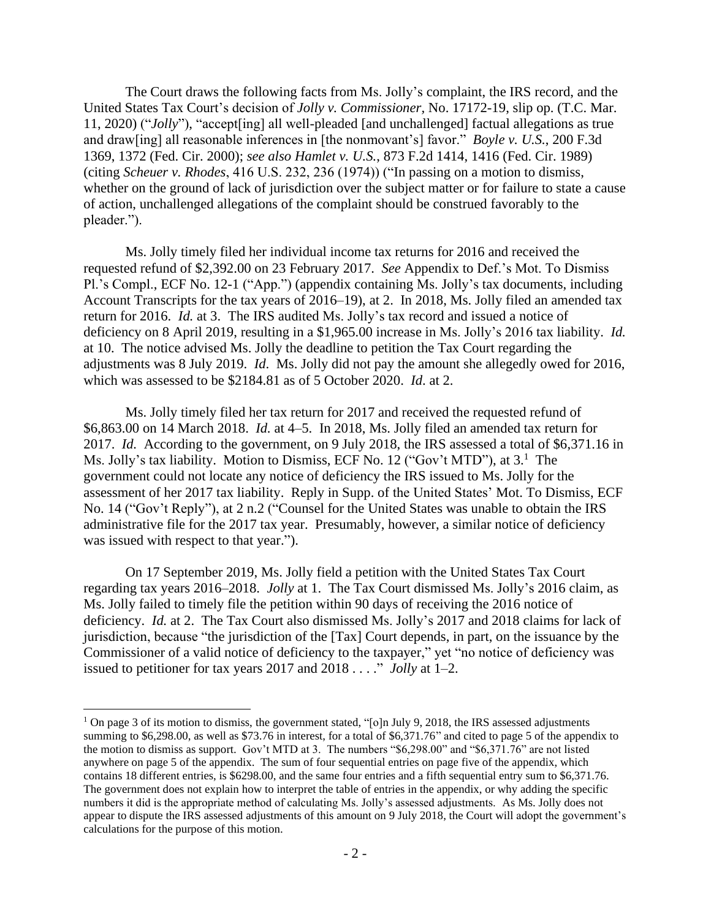The Court draws the following facts from Ms. Jolly's complaint, the IRS record, and the United States Tax Court's decision of *Jolly v. Commissioner*, No. 17172-19, slip op. (T.C. Mar. 11, 2020) ("*Jolly*"), "accept[ing] all well-pleaded [and unchallenged] factual allegations as true and draw[ing] all reasonable inferences in [the nonmovant's] favor." *Boyle v. U.S.*, 200 F.3d 1369, 1372 (Fed. Cir. 2000); *see also Hamlet v. U.S.*, 873 F.2d 1414, 1416 (Fed. Cir. 1989) (citing *Scheuer v. Rhodes*, 416 U.S. 232, 236 (1974)) ("In passing on a motion to dismiss, whether on the ground of lack of jurisdiction over the subject matter or for failure to state a cause of action, unchallenged allegations of the complaint should be construed favorably to the pleader.").

Ms. Jolly timely filed her individual income tax returns for 2016 and received the requested refund of $2,392.00 on 23 February 2017. *See* Appendix to Def.'s Mot. To Dismiss Pl.'s Compl., ECF No. 12-1 ("App.") (appendix containing Ms. Jolly's tax documents, including Account Transcripts for the tax years of 2016–19), at 2. In 2018, Ms. Jolly filed an amended tax return for 2016. *Id.* at 3. The IRS audited Ms. Jolly's tax record and issued a notice of deficiency on 8 April 2019, resulting in a $1,965.00 increase in Ms. Jolly's 2016 tax liability. *Id.* at 10. The notice advised Ms. Jolly the deadline to petition the Tax Court regarding the adjustments was 8 July 2019. *Id*. Ms. Jolly did not pay the amount she allegedly owed for 2016, which was assessed to be $2184.81 as of 5 October 2020. *Id*. at 2.

Ms. Jolly timely filed her tax return for 2017 and received the requested refund of $6,863.00 on 14 March 2018. *Id.* at 4–5. In 2018, Ms. Jolly filed an amended tax return for 2017. *Id.* According to the government, on 9 July 2018, the IRS assessed a total of $6,371.16 in Ms. Jolly's tax liability. Motion to Dismiss, ECF No. 12 ("Gov't MTD"), at 3.[1] The government could not locate any notice of deficiency the IRS issued to Ms. Jolly for the assessment of her 2017 tax liability. Reply in Supp. of the United States' Mot. To Dismiss, ECF No. 14 ("Gov't Reply"), at 2 n.2 ("Counsel for the United States was unable to obtain the IRS administrative file for the 2017 tax year. Presumably, however, a similar notice of deficiency was issued with respect to that year.").

On 17 September 2019, Ms. Jolly field a petition with the United States Tax Court regarding tax years 2016–2018. *Jolly* at 1. The Tax Court dismissed Ms. Jolly's 2016 claim, as Ms. Jolly failed to timely file the petition within 90 days of receiving the 2016 notice of deficiency. *Id.* at 2. The Tax Court also dismissed Ms. Jolly's 2017 and 2018 claims for lack of jurisdiction, because "the jurisdiction of the [Tax] Court depends, in part, on the issuance by the Commissioner of a valid notice of deficiency to the taxpayer," yet "no notice of deficiency was issued to petitioner for tax years 2017 and 2018 . . . ." *Jolly* at 1–2.

---

[1] On page 3 of its motion to dismiss, the government stated, "[o]n July 9, 2018, the IRS assessed adjustments summing to $6,298.00, as well as $73.76 in interest, for a total of $6,371.76" and cited to page 5 of the appendix to the motion to dismiss as support. Gov't MTD at 3. The numbers "$6,298.00" and "$6,371.76" are not listed anywhere on page 5 of the appendix. The sum of four sequential entries on page five of the appendix, which contains 18 different entries, is $6298.00, and the same four entries and a fifth sequential entry sum to $6,371.76. The government does not explain how to interpret the table of entries in the appendix, or why adding the specific numbers it did is the appropriate method of calculating Ms. Jolly's assessed adjustments. As Ms. Jolly does not appear to dispute the IRS assessed adjustments of this amount on 9 July 2018, the Court will adopt the government's calculations for the purpose of this motion.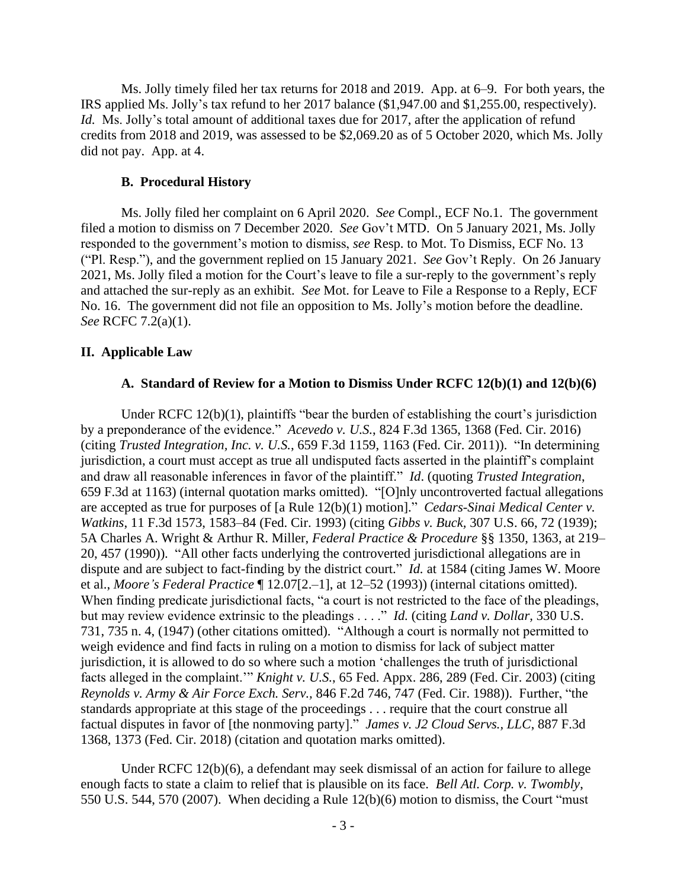Ms. Jolly timely filed her tax returns for 2018 and 2019. App. at 6–9. For both years, the IRS applied Ms. Jolly's tax refund to her 2017 balance ($1,947.00 and $1,255.00, respectively). *Id.* Ms. Jolly's total amount of additional taxes due for 2017, after the application of refund credits from 2018 and 2019, was assessed to be $2,069.20 as of 5 October 2020, which Ms. Jolly did not pay. App. at 4.

### B. Procedural History

Ms. Jolly filed her complaint on 6 April 2020. *See* Compl., ECF No.1. The government filed a motion to dismiss on 7 December 2020. *See* Gov't MTD. On 5 January 2021, Ms. Jolly responded to the government's motion to dismiss, *see* Resp. to Mot. To Dismiss, ECF No. 13 ("Pl. Resp."), and the government replied on 15 January 2021. *See* Gov't Reply. On 26 January 2021, Ms. Jolly filed a motion for the Court's leave to file a sur-reply to the government's reply and attached the sur-reply as an exhibit. *See* Mot. for Leave to File a Response to a Reply, ECF No. 16. The government did not file an opposition to Ms. Jolly's motion before the deadline. *See* RCFC 7.2(a)(1).

## II. Applicable Law

### A. Standard of Review for a Motion to Dismiss Under RCFC 12(b)(1) and 12(b)(6)

Under RCFC 12(b)(1), plaintiffs "bear the burden of establishing the court's jurisdiction by a preponderance of the evidence." *Acevedo v. U.S.*, 824 F.3d 1365, 1368 (Fed. Cir. 2016) (citing *Trusted Integration, Inc. v. U.S.*, 659 F.3d 1159, 1163 (Fed. Cir. 2011)). "In determining jurisdiction, a court must accept as true all undisputed facts asserted in the plaintiff's complaint and draw all reasonable inferences in favor of the plaintiff." *Id*. (quoting *Trusted Integration*, 659 F.3d at 1163) (internal quotation marks omitted). "[O]nly uncontroverted factual allegations are accepted as true for purposes of [a Rule 12(b)(1) motion]." *Cedars-Sinai Medical Center v. Watkins*, 11 F.3d 1573, 1583–84 (Fed. Cir. 1993) (citing *Gibbs v. Buck,* 307 U.S. 66, 72 (1939); 5A Charles A. Wright & Arthur R. Miller, *Federal Practice & Procedure* §§ 1350, 1363, at 219–20, 457 (1990)). "All other facts underlying the controverted jurisdictional allegations are in dispute and are subject to fact-finding by the district court." *Id.* at 1584 (citing James W. Moore et al., *Moore's Federal Practice* ¶ 12.07[2.–1], at 12–52 (1993)) (internal citations omitted). When finding predicate jurisdictional facts, "a court is not restricted to the face of the pleadings, but may review evidence extrinsic to the pleadings . . . ." *Id.* (citing *Land v. Dollar*, 330 U.S. 731, 735 n. 4, (1947) (other citations omitted). "Although a court is normally not permitted to weigh evidence and find facts in ruling on a motion to dismiss for lack of subject matter jurisdiction, it is allowed to do so where such a motion 'challenges the truth of jurisdictional facts alleged in the complaint.'" *Knight v. U.S.*, 65 Fed. Appx. 286, 289 (Fed. Cir. 2003) (citing *Reynolds v. Army & Air Force Exch. Serv.,* 846 F.2d 746, 747 (Fed. Cir. 1988)). Further, "the standards appropriate at this stage of the proceedings . . . require that the court construe all factual disputes in favor of [the nonmoving party]." *James v. J2 Cloud Servs., LLC*, 887 F.3d 1368, 1373 (Fed. Cir. 2018) (citation and quotation marks omitted).

Under RCFC 12(b)(6), a defendant may seek dismissal of an action for failure to allege enough facts to state a claim to relief that is plausible on its face. *Bell Atl. Corp. v. Twombly*, 550 U.S. 544, 570 (2007). When deciding a Rule 12(b)(6) motion to dismiss, the Court "must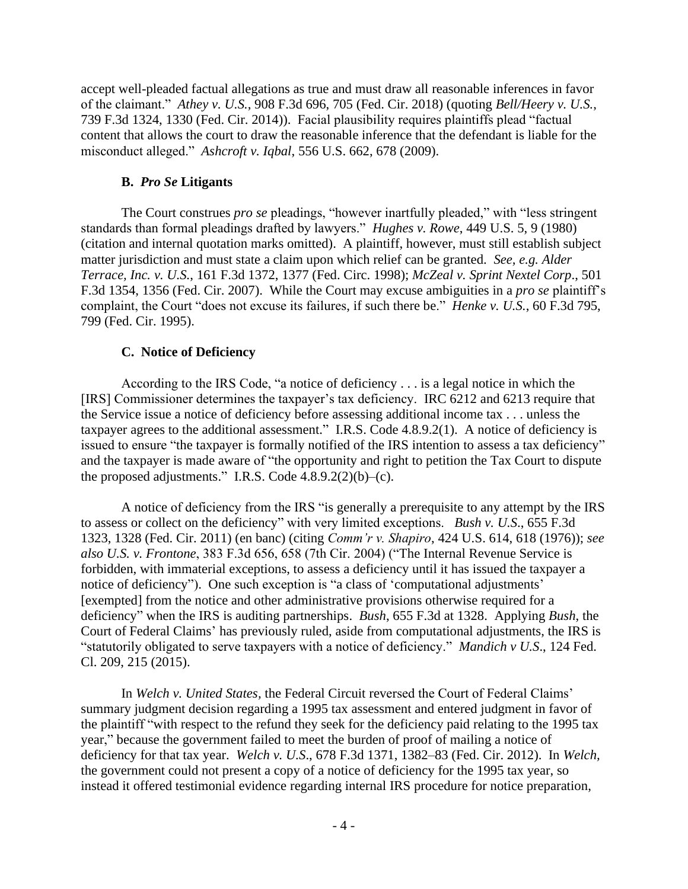accept well-pleaded factual allegations as true and must draw all reasonable inferences in favor of the claimant." *Athey v. U.S.*, 908 F.3d 696, 705 (Fed. Cir. 2018) (quoting *Bell/Heery v. U.S.*, 739 F.3d 1324, 1330 (Fed. Cir. 2014)). Facial plausibility requires plaintiffs plead "factual content that allows the court to draw the reasonable inference that the defendant is liable for the misconduct alleged." *Ashcroft v. Iqbal*, 556 U.S. 662, 678 (2009).

### B. *Pro Se* Litigants

The Court construes *pro se* pleadings, "however inartfully pleaded," with "less stringent standards than formal pleadings drafted by lawyers." *Hughes v. Rowe*, 449 U.S. 5, 9 (1980) (citation and internal quotation marks omitted). A plaintiff, however, must still establish subject matter jurisdiction and must state a claim upon which relief can be granted. *See, e.g. Alder Terrace, Inc. v. U.S.*, 161 F.3d 1372, 1377 (Fed. Circ. 1998); *McZeal v. Sprint Nextel Corp*., 501 F.3d 1354, 1356 (Fed. Cir. 2007). While the Court may excuse ambiguities in a *pro se* plaintiff's complaint, the Court "does not excuse its failures, if such there be." *Henke v. U.S.*, 60 F.3d 795, 799 (Fed. Cir. 1995).

### C. Notice of Deficiency

According to the IRS Code, "a notice of deficiency . . . is a legal notice in which the [IRS] Commissioner determines the taxpayer's tax deficiency. IRC 6212 and 6213 require that the Service issue a notice of deficiency before assessing additional income tax . . . unless the taxpayer agrees to the additional assessment." I.R.S. Code 4.8.9.2(1). A notice of deficiency is issued to ensure "the taxpayer is formally notified of the IRS intention to assess a tax deficiency" and the taxpayer is made aware of "the opportunity and right to petition the Tax Court to dispute the proposed adjustments." I.R.S. Code 4.8.9.2(2)(b)–(c).

A notice of deficiency from the IRS "is generally a prerequisite to any attempt by the IRS to assess or collect on the deficiency" with very limited exceptions. *Bush v. U.S*., 655 F.3d 1323, 1328 (Fed. Cir. 2011) (en banc) (citing *Comm'r v. Shapiro*, 424 U.S. 614, 618 (1976)); *see also U.S. v. Frontone*, 383 F.3d 656, 658 (7th Cir. 2004) ("The Internal Revenue Service is forbidden, with immaterial exceptions, to assess a deficiency until it has issued the taxpayer a notice of deficiency"). One such exception is "a class of 'computational adjustments' [exempted] from the notice and other administrative provisions otherwise required for a deficiency" when the IRS is auditing partnerships. *Bush*, 655 F.3d at 1328. Applying *Bush*, the Court of Federal Claims' has previously ruled, aside from computational adjustments, the IRS is "statutorily obligated to serve taxpayers with a notice of deficiency." *Mandich v U.S*., 124 Fed. Cl. 209, 215 (2015).

In *Welch v. United States,* the Federal Circuit reversed the Court of Federal Claims' summary judgment decision regarding a 1995 tax assessment and entered judgment in favor of the plaintiff "with respect to the refund they seek for the deficiency paid relating to the 1995 tax year," because the government failed to meet the burden of proof of mailing a notice of deficiency for that tax year. *Welch v. U.S*., 678 F.3d 1371, 1382–83 (Fed. Cir. 2012). In *Welch,* the government could not present a copy of a notice of deficiency for the 1995 tax year, so instead it offered testimonial evidence regarding internal IRS procedure for notice preparation,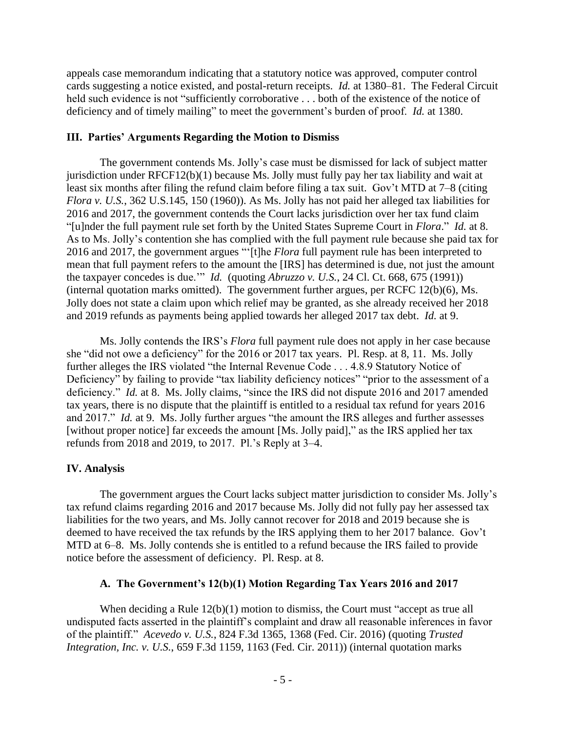appeals case memorandum indicating that a statutory notice was approved, computer control cards suggesting a notice existed, and postal-return receipts. *Id.* at 1380–81. The Federal Circuit held such evidence is not "sufficiently corroborative . . . both of the existence of the notice of deficiency and of timely mailing" to meet the government's burden of proof. *Id.* at 1380.

## III. Parties' Arguments Regarding the Motion to Dismiss

The government contends Ms. Jolly's case must be dismissed for lack of subject matter jurisdiction under RFCF12(b)(1) because Ms. Jolly must fully pay her tax liability and wait at least six months after filing the refund claim before filing a tax suit. Gov't MTD at 7–8 (citing *Flora v. U.S.*, 362 U.S.145, 150 (1960)). As Ms. Jolly has not paid her alleged tax liabilities for 2016 and 2017, the government contends the Court lacks jurisdiction over her tax fund claim "[u]nder the full payment rule set forth by the United States Supreme Court in *Flora*." *Id.* at 8. As to Ms. Jolly's contention she has complied with the full payment rule because she paid tax for 2016 and 2017, the government argues "'[t]he *Flora* full payment rule has been interpreted to mean that full payment refers to the amount the [IRS] has determined is due, not just the amount the taxpayer concedes is due.'" *Id.* (quoting *Abruzzo v. U.S.*, 24 Cl. Ct. 668, 675 (1991)) (internal quotation marks omitted). The government further argues, per RCFC 12(b)(6), Ms. Jolly does not state a claim upon which relief may be granted, as she already received her 2018 and 2019 refunds as payments being applied towards her alleged 2017 tax debt. *Id.* at 9.

Ms. Jolly contends the IRS's *Flora* full payment rule does not apply in her case because she "did not owe a deficiency" for the 2016 or 2017 tax years. Pl. Resp. at 8, 11. Ms. Jolly further alleges the IRS violated "the Internal Revenue Code . . . 4.8.9 Statutory Notice of Deficiency" by failing to provide "tax liability deficiency notices" "prior to the assessment of a deficiency." *Id.* at 8. Ms. Jolly claims, "since the IRS did not dispute 2016 and 2017 amended tax years, there is no dispute that the plaintiff is entitled to a residual tax refund for years 2016 and 2017." *Id.* at 9. Ms. Jolly further argues "the amount the IRS alleges and further assesses [without proper notice] far exceeds the amount [Ms. Jolly paid]," as the IRS applied her tax refunds from 2018 and 2019, to 2017. Pl.'s Reply at 3–4.

## IV. Analysis

The government argues the Court lacks subject matter jurisdiction to consider Ms. Jolly's tax refund claims regarding 2016 and 2017 because Ms. Jolly did not fully pay her assessed tax liabilities for the two years, and Ms. Jolly cannot recover for 2018 and 2019 because she is deemed to have received the tax refunds by the IRS applying them to her 2017 balance. Gov't MTD at 6–8. Ms. Jolly contends she is entitled to a refund because the IRS failed to provide notice before the assessment of deficiency. Pl. Resp. at 8.

### A. The Government's 12(b)(1) Motion Regarding Tax Years 2016 and 2017

When deciding a Rule 12(b)(1) motion to dismiss, the Court must "accept as true all undisputed facts asserted in the plaintiff's complaint and draw all reasonable inferences in favor of the plaintiff." *Acevedo v. U.S.*, 824 F.3d 1365, 1368 (Fed. Cir. 2016) (quoting *Trusted Integration, Inc. v. U.S.*, 659 F.3d 1159, 1163 (Fed. Cir. 2011)) (internal quotation marks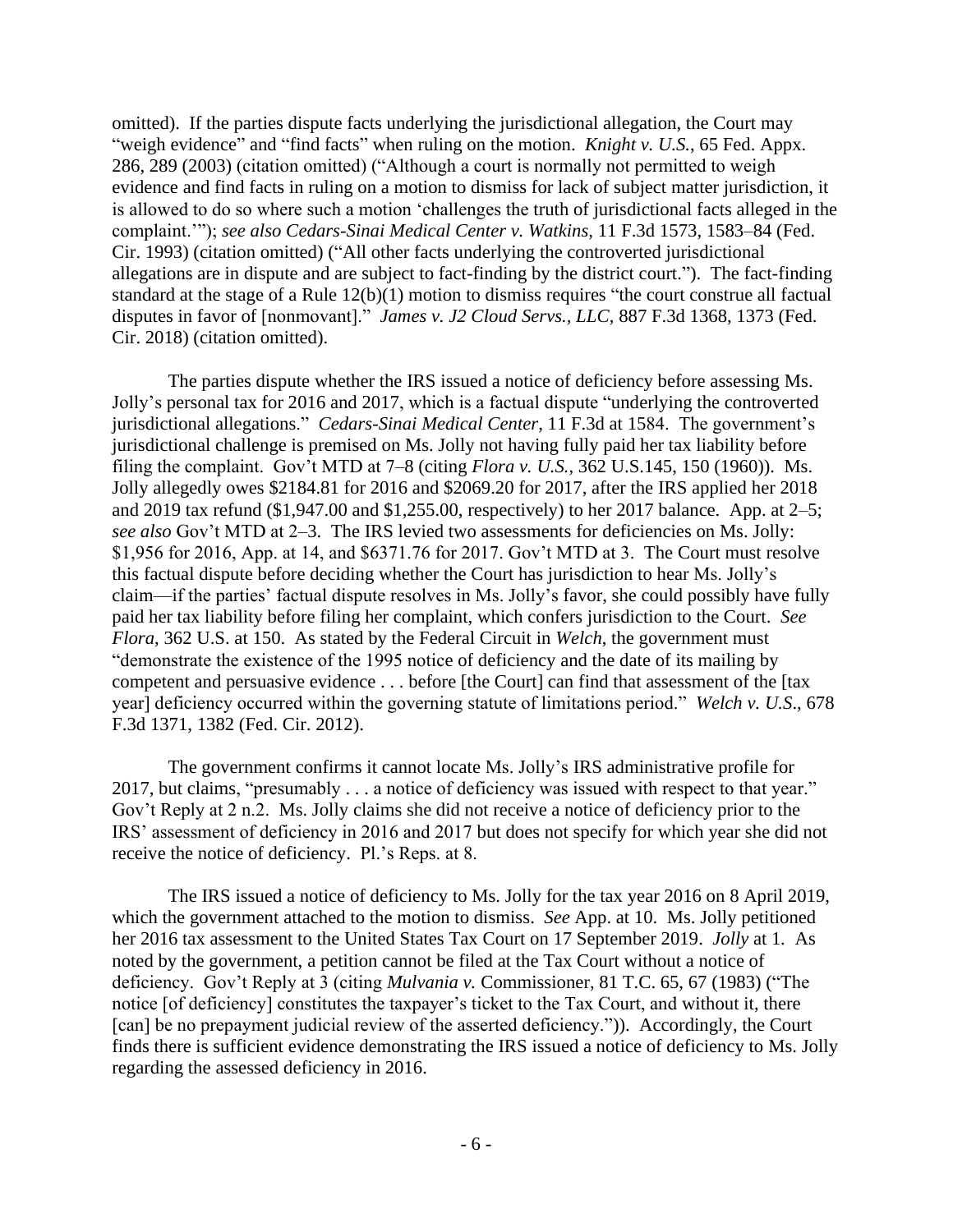omitted). If the parties dispute facts underlying the jurisdictional allegation, the Court may "weigh evidence" and "find facts" when ruling on the motion. *Knight v. U.S.*, 65 Fed. Appx. 286, 289 (2003) (citation omitted) ("Although a court is normally not permitted to weigh evidence and find facts in ruling on a motion to dismiss for lack of subject matter jurisdiction, it is allowed to do so where such a motion 'challenges the truth of jurisdictional facts alleged in the complaint.'"); *see also Cedars-Sinai Medical Center v. Watkins*, 11 F.3d 1573, 1583–84 (Fed. Cir. 1993) (citation omitted) ("All other facts underlying the controverted jurisdictional allegations are in dispute and are subject to fact-finding by the district court."). The fact-finding standard at the stage of a Rule 12(b)(1) motion to dismiss requires "the court construe all factual disputes in favor of [nonmovant]." *James v. J2 Cloud Servs., LLC*, 887 F.3d 1368, 1373 (Fed. Cir. 2018) (citation omitted).

The parties dispute whether the IRS issued a notice of deficiency before assessing Ms. Jolly's personal tax for 2016 and 2017, which is a factual dispute "underlying the controverted jurisdictional allegations." *Cedars-Sinai Medical Center*, 11 F.3d at 1584. The government's jurisdictional challenge is premised on Ms. Jolly not having fully paid her tax liability before filing the complaint. Gov't MTD at 7–8 (citing *Flora v. U.S.*, 362 U.S.145, 150 (1960)). Ms. Jolly allegedly owes $2184.81 for 2016 and $2069.20 for 2017, after the IRS applied her 2018 and 2019 tax refund ($1,947.00 and $1,255.00, respectively) to her 2017 balance. App. at 2–5; *see also* Gov't MTD at 2–3. The IRS levied two assessments for deficiencies on Ms. Jolly: $1,956 for 2016, App. at 14, and $6371.76 for 2017. Gov't MTD at 3. The Court must resolve this factual dispute before deciding whether the Court has jurisdiction to hear Ms. Jolly's claim—if the parties' factual dispute resolves in Ms. Jolly's favor, she could possibly have fully paid her tax liability before filing her complaint, which confers jurisdiction to the Court. *See Flora*, 362 U.S. at 150. As stated by the Federal Circuit in *Welch*, the government must "demonstrate the existence of the 1995 notice of deficiency and the date of its mailing by competent and persuasive evidence . . . before [the Court] can find that assessment of the [tax year] deficiency occurred within the governing statute of limitations period." *Welch v. U.S*., 678 F.3d 1371, 1382 (Fed. Cir. 2012).

The government confirms it cannot locate Ms. Jolly's IRS administrative profile for 2017, but claims, "presumably . . . a notice of deficiency was issued with respect to that year." Gov't Reply at 2 n.2. Ms. Jolly claims she did not receive a notice of deficiency prior to the IRS' assessment of deficiency in 2016 and 2017 but does not specify for which year she did not receive the notice of deficiency. Pl.'s Reps. at 8.

The IRS issued a notice of deficiency to Ms. Jolly for the tax year 2016 on 8 April 2019, which the government attached to the motion to dismiss. *See* App. at 10. Ms. Jolly petitioned her 2016 tax assessment to the United States Tax Court on 17 September 2019. *Jolly* at 1. As noted by the government, a petition cannot be filed at the Tax Court without a notice of deficiency. Gov't Reply at 3 (citing *Mulvania v.* Commissioner, 81 T.C. 65, 67 (1983) ("The notice [of deficiency] constitutes the taxpayer's ticket to the Tax Court, and without it, there [can] be no prepayment judicial review of the asserted deficiency.")). Accordingly, the Court finds there is sufficient evidence demonstrating the IRS issued a notice of deficiency to Ms. Jolly regarding the assessed deficiency in 2016.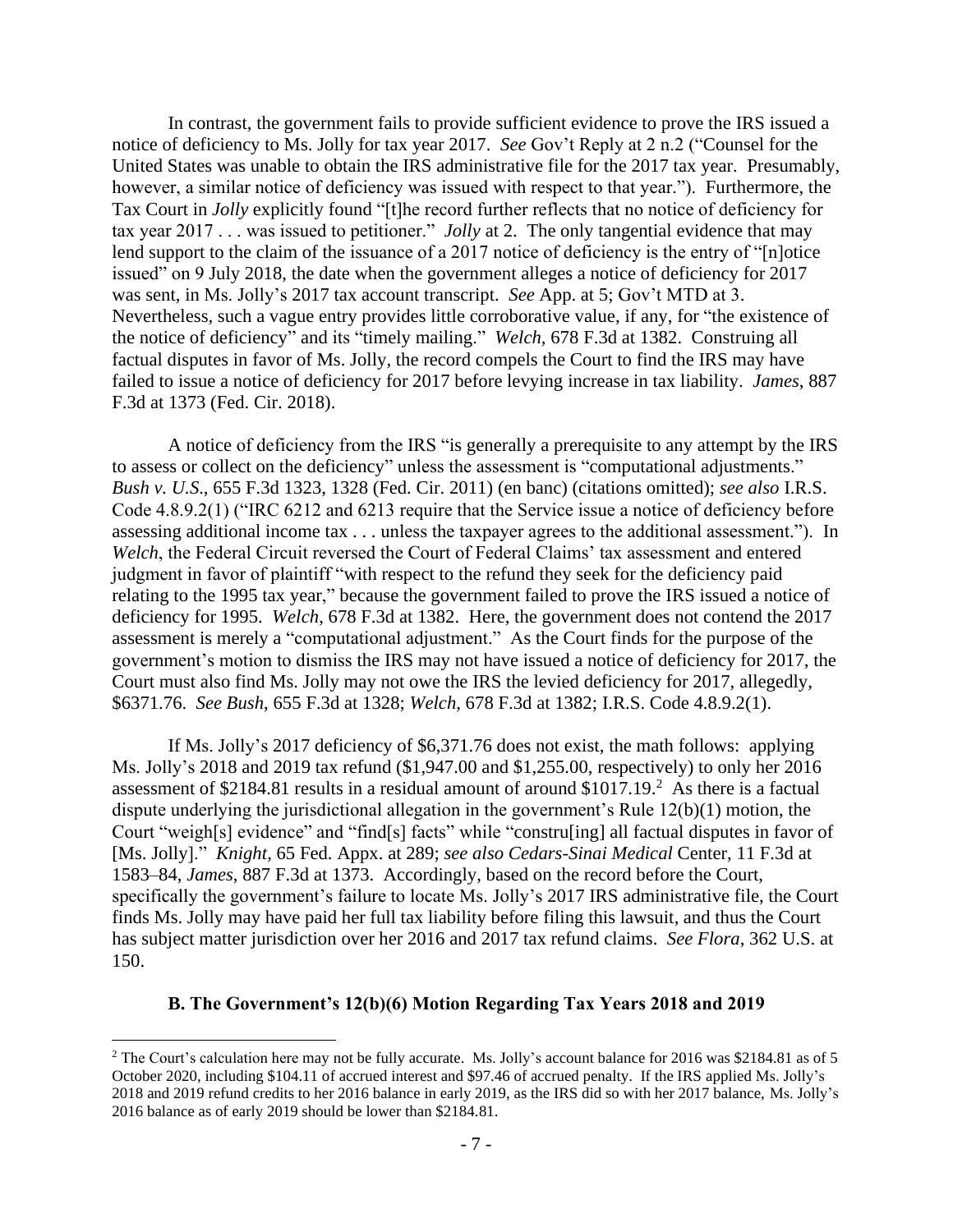In contrast, the government fails to provide sufficient evidence to prove the IRS issued a notice of deficiency to Ms. Jolly for tax year 2017. *See* Gov't Reply at 2 n.2 ("Counsel for the United States was unable to obtain the IRS administrative file for the 2017 tax year. Presumably, however, a similar notice of deficiency was issued with respect to that year."). Furthermore, the Tax Court in *Jolly* explicitly found "[t]he record further reflects that no notice of deficiency for tax year 2017 . . . was issued to petitioner." *Jolly* at 2. The only tangential evidence that may lend support to the claim of the issuance of a 2017 notice of deficiency is the entry of "[n]otice issued" on 9 July 2018, the date when the government alleges a notice of deficiency for 2017 was sent, in Ms. Jolly's 2017 tax account transcript. *See* App. at 5; Gov't MTD at 3. Nevertheless, such a vague entry provides little corroborative value, if any, for "the existence of the notice of deficiency" and its "timely mailing." *Welch*, 678 F.3d at 1382. Construing all factual disputes in favor of Ms. Jolly, the record compels the Court to find the IRS may have failed to issue a notice of deficiency for 2017 before levying increase in tax liability. *James*, 887 F.3d at 1373 (Fed. Cir. 2018).

A notice of deficiency from the IRS "is generally a prerequisite to any attempt by the IRS to assess or collect on the deficiency" unless the assessment is "computational adjustments." *Bush v. U.S.*, 655 F.3d 1323, 1328 (Fed. Cir. 2011) (en banc) (citations omitted); *see also* I.R.S. Code 4.8.9.2(1) ("IRC 6212 and 6213 require that the Service issue a notice of deficiency before assessing additional income tax . . . unless the taxpayer agrees to the additional assessment."). In *Welch*, the Federal Circuit reversed the Court of Federal Claims' tax assessment and entered judgment in favor of plaintiff "with respect to the refund they seek for the deficiency paid relating to the 1995 tax year," because the government failed to prove the IRS issued a notice of deficiency for 1995. *Welch*, 678 F.3d at 1382. Here, the government does not contend the 2017 assessment is merely a "computational adjustment." As the Court finds for the purpose of the government's motion to dismiss the IRS may not have issued a notice of deficiency for 2017, the Court must also find Ms. Jolly may not owe the IRS the levied deficiency for 2017, allegedly, \$6371.76. *See Bush*, 655 F.3d at 1328; *Welch*, 678 F.3d at 1382; I.R.S. Code 4.8.9.2(1).

If Ms. Jolly's 2017 deficiency of \$6,371.76 does not exist, the math follows: applying Ms. Jolly's 2018 and 2019 tax refund (\$1,947.00 and \$1,255.00, respectively) to only her 2016 assessment of \$2184.81 results in a residual amount of around \$1017.19.[2] As there is a factual dispute underlying the jurisdictional allegation in the government's Rule 12(b)(1) motion, the Court "weigh[s] evidence" and "find[s] facts" while "constru[ing] all factual disputes in favor of [Ms. Jolly]." *Knight*, 65 Fed. Appx. at 289; *see also Cedars-Sinai Medical* Center, 11 F.3d at 1583–84, *James*, 887 F.3d at 1373. Accordingly, based on the record before the Court, specifically the government's failure to locate Ms. Jolly's 2017 IRS administrative file, the Court finds Ms. Jolly may have paid her full tax liability before filing this lawsuit, and thus the Court has subject matter jurisdiction over her 2016 and 2017 tax refund claims. *See Flora*, 362 U.S. at 150.

### B. The Government's 12(b)(6) Motion Regarding Tax Years 2018 and 2019

---

[2] The Court's calculation here may not be fully accurate. Ms. Jolly's account balance for 2016 was \$2184.81 as of 5 October 2020, including \$104.11 of accrued interest and \$97.46 of accrued penalty. If the IRS applied Ms. Jolly's 2018 and 2019 refund credits to her 2016 balance in early 2019, as the IRS did so with her 2017 balance, Ms. Jolly's 2016 balance as of early 2019 should be lower than \$2184.81.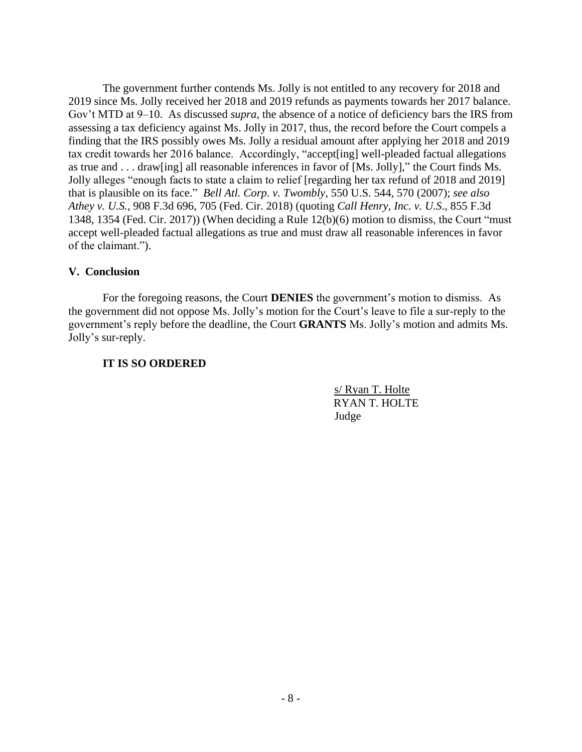The government further contends Ms. Jolly is not entitled to any recovery for 2018 and 2019 since Ms. Jolly received her 2018 and 2019 refunds as payments towards her 2017 balance. Gov't MTD at 9–10. As discussed *supra*, the absence of a notice of deficiency bars the IRS from assessing a tax deficiency against Ms. Jolly in 2017, thus, the record before the Court compels a finding that the IRS possibly owes Ms. Jolly a residual amount after applying her 2018 and 2019 tax credit towards her 2016 balance. Accordingly, "accept[ing] well-pleaded factual allegations as true and . . . draw[ing] all reasonable inferences in favor of [Ms. Jolly]," the Court finds Ms. Jolly alleges "enough facts to state a claim to relief [regarding her tax refund of 2018 and 2019] that is plausible on its face." *Bell Atl. Corp. v. Twombly*, 550 U.S. 544, 570 (2007); *see also Athey v. U.S.*, 908 F.3d 696, 705 (Fed. Cir. 2018) (quoting *Call Henry, Inc. v. U.S*., 855 F.3d 1348, 1354 (Fed. Cir. 2017)) (When deciding a Rule 12(b)(6) motion to dismiss, the Court "must accept well-pleaded factual allegations as true and must draw all reasonable inferences in favor of the claimant.").

## V. Conclusion

For the foregoing reasons, the Court **DENIES** the government's motion to dismiss. As the government did not oppose Ms. Jolly's motion for the Court's leave to file a sur-reply to the government's reply before the deadline, the Court **GRANTS** Ms. Jolly's motion and admits Ms. Jolly's sur-reply.

**IT IS SO ORDERED**

s/ Ryan T. Holte
RYAN T. HOLTE
Judge